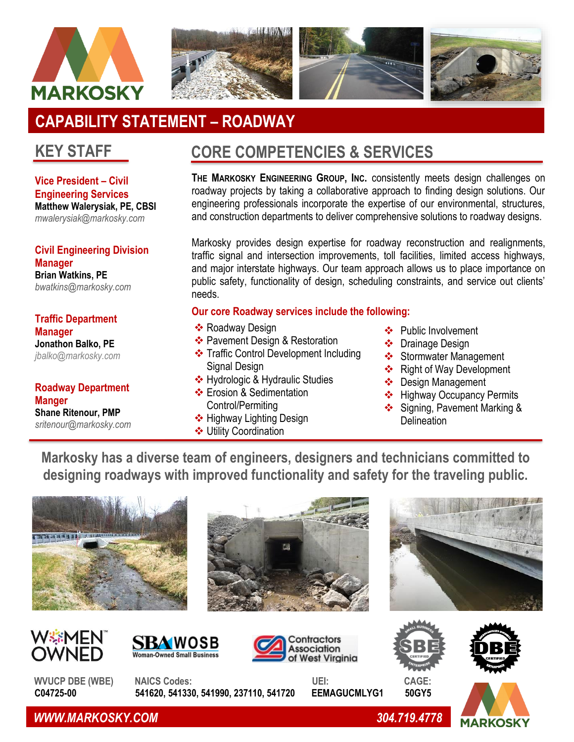# CAPABILITY STATEMENT – ROADWAY

## KEY STAFF

**Vice President – Civil Engineering Services**
**Matthew Walerysiak, PE, CBSI**
*mwalerysiak@markosky.com*

**Civil Engineering Division Manager**
**Brian Watkins, PE**
*bwatkins@markosky.com*

**Traffic Department Manager**
**Jonathon Balko, PE**
*jbalko@markosky.com*

**Roadway Department Manger**
**Shane Ritenour, PMP**
*sritenour@markosky.com*

## CORE COMPETENCIES & SERVICES

**The Markosky Engineering Group, Inc.** consistently meets design challenges on roadway projects by taking a collaborative approach to finding design solutions. Our engineering professionals incorporate the expertise of our environmental, structures, and construction departments to deliver comprehensive solutions to roadway designs.

Markosky provides design expertise for roadway reconstruction and realignments, traffic signal and intersection improvements, toll facilities, limited access highways, and major interstate highways. Our team approach allows us to place importance on public safety, functionality of design, scheduling constraints, and service out clients' needs.

**Our core Roadway services include the following:**

- Roadway Design
- Pavement Design & Restoration
- Traffic Control Development Including Signal Design
- Hydrologic & Hydraulic Studies
- Erosion & Sedimentation Control/Permiting
- Highway Lighting Design
- Utility Coordination
- Public Involvement
- Drainage Design
- Stormwater Management
- Right of Way Development
- Design Management
- Highway Occupancy Permits
- Signing, Pavement Marking & Delineation

**Markosky has a diverse team of engineers, designers and technicians committed to designing roadways with improved functionality and safety for the traveling public.**

**WVUCP DBE (WBE)**
**C04725-00**

**NAICS Codes:**
**541620, 541330, 541990, 237110, 541720**

**UEI:**
**EEMAGUCMLYG1**

**CAGE:**
**50GY5**

***WWW.MARKOSKY.COM*** ***304.719.4778***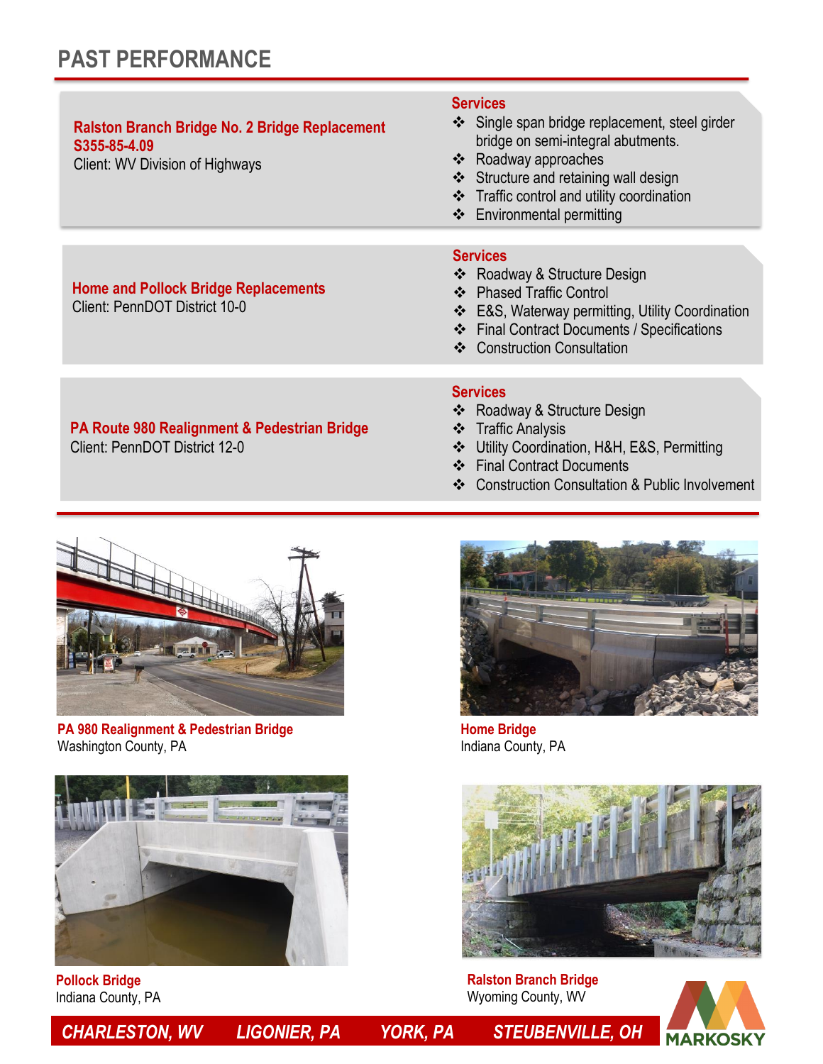# PAST PERFORMANCE

**Ralston Branch Bridge No. 2 Bridge Replacement S355-85-4.09**
Client: WV Division of Highways

**Services**

- Single span bridge replacement, steel girder bridge on semi-integral abutments.
- Roadway approaches
- Structure and retaining wall design
- Traffic control and utility coordination
- Environmental permitting

**Home and Pollock Bridge Replacements**
Client: PennDOT District 10-0

**Services**

- Roadway & Structure Design
- Phased Traffic Control
- E&S, Waterway permitting, Utility Coordination
- Final Contract Documents / Specifications
- Construction Consultation

**PA Route 980 Realignment & Pedestrian Bridge**
Client: PennDOT District 12-0

**Services**

- Roadway & Structure Design
- Traffic Analysis
- Utility Coordination, H&H, E&S, Permitting
- Final Contract Documents
- Construction Consultation & Public Involvement

**PA 980 Realignment & Pedestrian Bridge**
Washington County, PA

**Home Bridge**
Indiana County, PA

**Pollock Bridge**
Indiana County, PA

**Ralston Branch Bridge**
Wyoming County, WV

*CHARLESTON, WV  LIGONIER, PA  YORK, PA  STEUBENVILLE, OH*

MARKOSKY